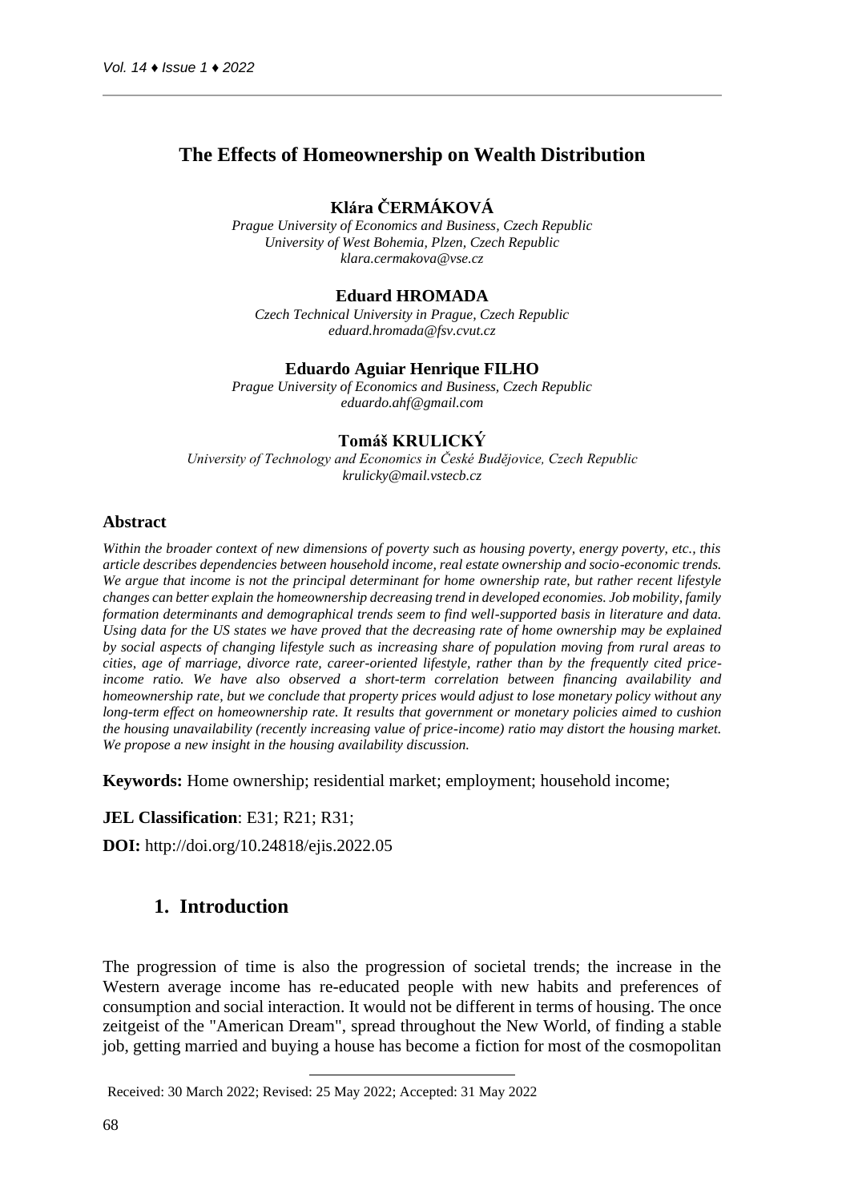# The Effects of Homeownership on Wealth Distribution

**Klára ČERMÁKOVÁ**

*Prague University of Economics and Business, Czech Republic*
*University of West Bohemia, Plzen, Czech Republic*
*klara.cermakova@vse.cz*

**Eduard HROMADA**

*Czech Technical University in Prague, Czech Republic*
*eduard.hromada@fsv.cvut.cz*

**Eduardo Aguiar Henrique FILHO**

*Prague University of Economics and Business, Czech Republic*
*eduardo.ahf@gmail.com*

**Tomáš KRULICKÝ**

*University of Technology and Economics in České Budějovice, Czech Republic*
*krulicky@mail.vstecb.cz*

### Abstract

*Within the broader context of new dimensions of poverty such as housing poverty, energy poverty, etc., this article describes dependencies between household income, real estate ownership and socio-economic trends. We argue that income is not the principal determinant for home ownership rate, but rather recent lifestyle changes can better explain the homeownership decreasing trend in developed economies. Job mobility, family formation determinants and demographical trends seem to find well-supported basis in literature and data. Using data for the US states we have proved that the decreasing rate of home ownership may be explained by social aspects of changing lifestyle such as increasing share of population moving from rural areas to cities, age of marriage, divorce rate, career-oriented lifestyle, rather than by the frequently cited price-income ratio. We have also observed a short-term correlation between financing availability and homeownership rate, but we conclude that property prices would adjust to lose monetary policy without any long-term effect on homeownership rate. It results that government or monetary policies aimed to cushion the housing unavailability (recently increasing value of price-income) ratio may distort the housing market. We propose a new insight in the housing availability discussion.*

**Keywords:** Home ownership; residential market; employment; household income;

**JEL Classification**: E31; R21; R31;

**DOI:** http://doi.org/10.24818/ejis.2022.05

## 1. Introduction

The progression of time is also the progression of societal trends; the increase in the Western average income has re-educated people with new habits and preferences of consumption and social interaction. It would not be different in terms of housing. The once zeitgeist of the "American Dream", spread throughout the New World, of finding a stable job, getting married and buying a house has become a fiction for most of the cosmopolitan

Received: 30 March 2022; Revised: 25 May 2022; Accepted: 31 May 2022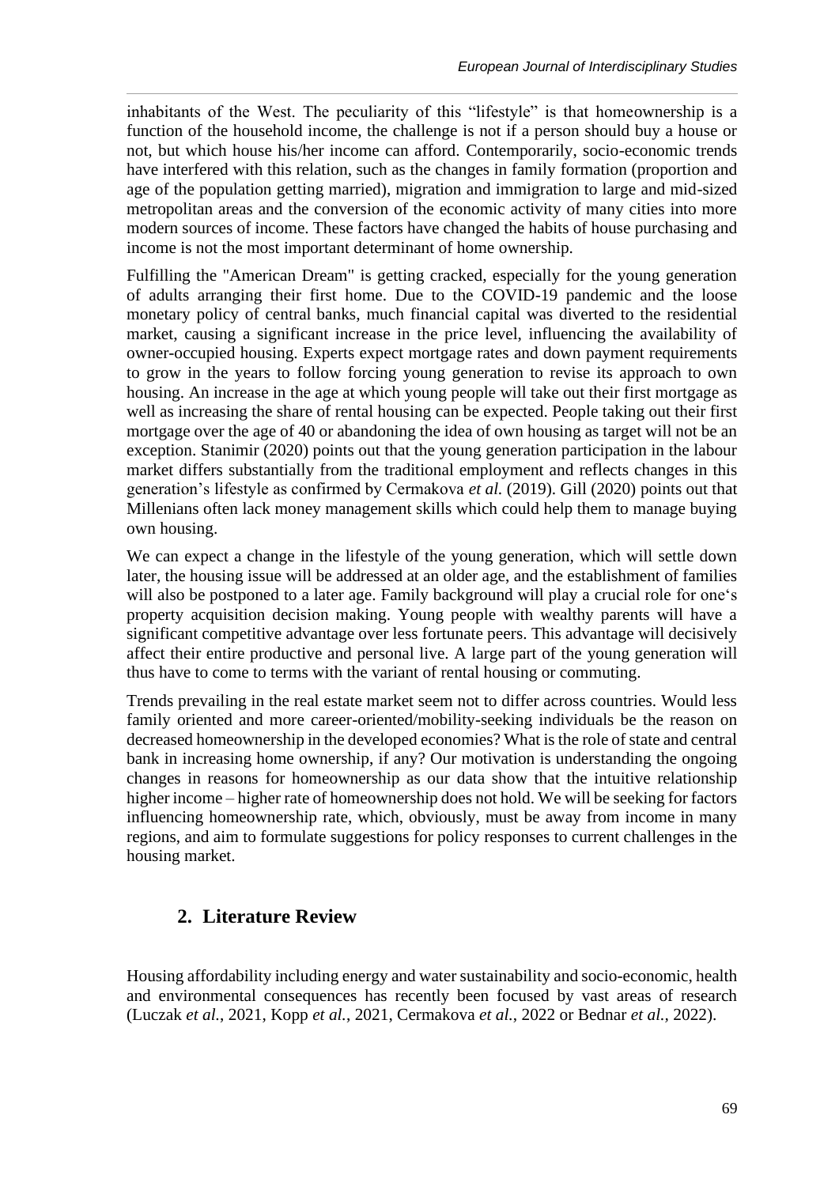inhabitants of the West. The peculiarity of this "lifestyle" is that homeownership is a function of the household income, the challenge is not if a person should buy a house or not, but which house his/her income can afford. Contemporarily, socio-economic trends have interfered with this relation, such as the changes in family formation (proportion and age of the population getting married), migration and immigration to large and mid-sized metropolitan areas and the conversion of the economic activity of many cities into more modern sources of income. These factors have changed the habits of house purchasing and income is not the most important determinant of home ownership.

Fulfilling the "American Dream" is getting cracked, especially for the young generation of adults arranging their first home. Due to the COVID-19 pandemic and the loose monetary policy of central banks, much financial capital was diverted to the residential market, causing a significant increase in the price level, influencing the availability of owner-occupied housing. Experts expect mortgage rates and down payment requirements to grow in the years to follow forcing young generation to revise its approach to own housing. An increase in the age at which young people will take out their first mortgage as well as increasing the share of rental housing can be expected. People taking out their first mortgage over the age of 40 or abandoning the idea of own housing as target will not be an exception. Stanimir (2020) points out that the young generation participation in the labour market differs substantially from the traditional employment and reflects changes in this generation's lifestyle as confirmed by Cermakova *et al.* (2019). Gill (2020) points out that Millenians often lack money management skills which could help them to manage buying own housing.

We can expect a change in the lifestyle of the young generation, which will settle down later, the housing issue will be addressed at an older age, and the establishment of families will also be postponed to a later age. Family background will play a crucial role for one's property acquisition decision making. Young people with wealthy parents will have a significant competitive advantage over less fortunate peers. This advantage will decisively affect their entire productive and personal live. A large part of the young generation will thus have to come to terms with the variant of rental housing or commuting.

Trends prevailing in the real estate market seem not to differ across countries. Would less family oriented and more career-oriented/mobility-seeking individuals be the reason on decreased homeownership in the developed economies? What is the role of state and central bank in increasing home ownership, if any? Our motivation is understanding the ongoing changes in reasons for homeownership as our data show that the intuitive relationship higher income – higher rate of homeownership does not hold. We will be seeking for factors influencing homeownership rate, which, obviously, must be away from income in many regions, and aim to formulate suggestions for policy responses to current challenges in the housing market.

## 2. Literature Review

Housing affordability including energy and water sustainability and socio-economic, health and environmental consequences has recently been focused by vast areas of research (Luczak *et al.*, 2021, Kopp *et al.*, 2021, Cermakova *et al.*, 2022 or Bednar *et al.*, 2022).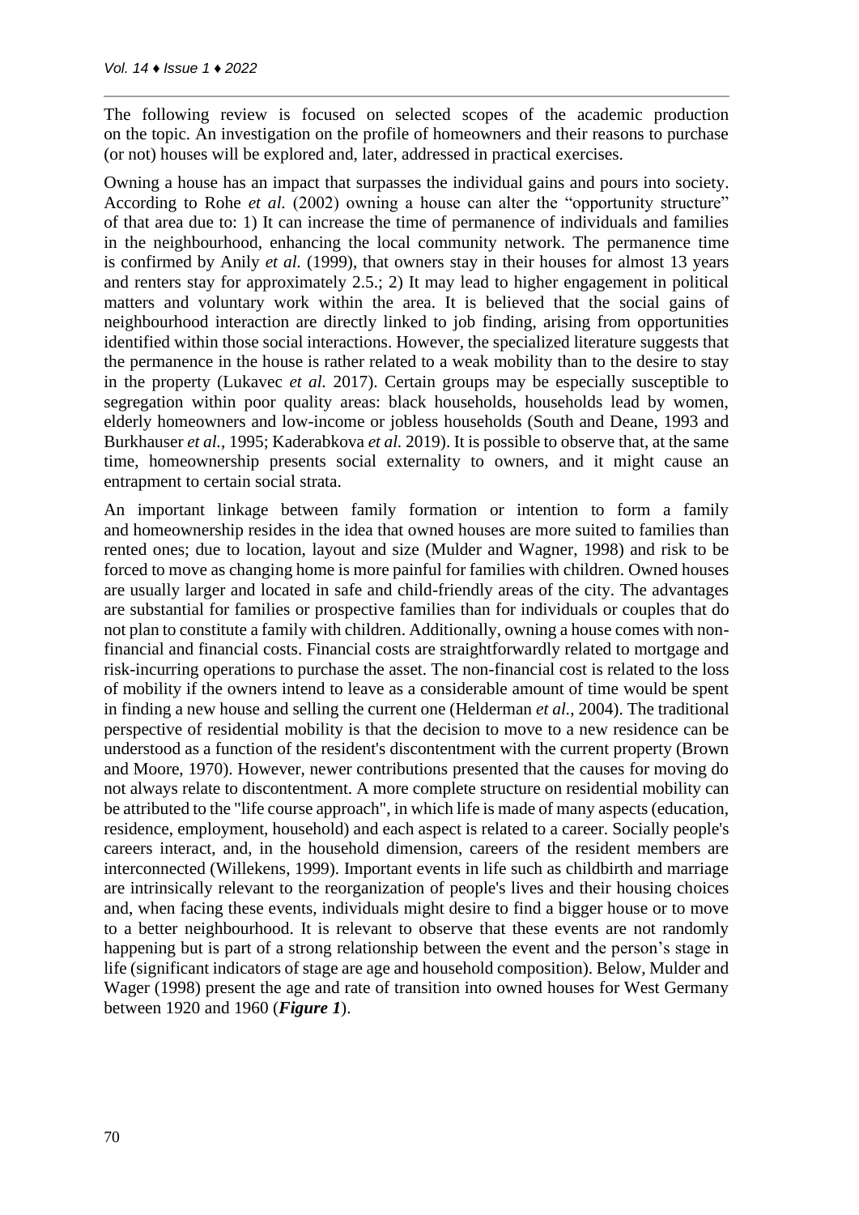The following review is focused on selected scopes of the academic production on the topic. An investigation on the profile of homeowners and their reasons to purchase (or not) houses will be explored and, later, addressed in practical exercises.

Owning a house has an impact that surpasses the individual gains and pours into society. According to Rohe *et al.* (2002) owning a house can alter the "opportunity structure" of that area due to: 1) It can increase the time of permanence of individuals and families in the neighbourhood, enhancing the local community network. The permanence time is confirmed by Anily *et al.* (1999), that owners stay in their houses for almost 13 years and renters stay for approximately 2.5.; 2) It may lead to higher engagement in political matters and voluntary work within the area. It is believed that the social gains of neighbourhood interaction are directly linked to job finding, arising from opportunities identified within those social interactions. However, the specialized literature suggests that the permanence in the house is rather related to a weak mobility than to the desire to stay in the property (Lukavec *et al.* 2017). Certain groups may be especially susceptible to segregation within poor quality areas: black households, households lead by women, elderly homeowners and low-income or jobless households (South and Deane, 1993 and Burkhauser *et al.*, 1995; Kaderabkova *et al.* 2019). It is possible to observe that, at the same time, homeownership presents social externality to owners, and it might cause an entrapment to certain social strata.

An important linkage between family formation or intention to form a family and homeownership resides in the idea that owned houses are more suited to families than rented ones; due to location, layout and size (Mulder and Wagner, 1998) and risk to be forced to move as changing home is more painful for families with children. Owned houses are usually larger and located in safe and child-friendly areas of the city. The advantages are substantial for families or prospective families than for individuals or couples that do not plan to constitute a family with children. Additionally, owning a house comes with non-financial and financial costs. Financial costs are straightforwardly related to mortgage and risk-incurring operations to purchase the asset. The non-financial cost is related to the loss of mobility if the owners intend to leave as a considerable amount of time would be spent in finding a new house and selling the current one (Helderman *et al.*, 2004). The traditional perspective of residential mobility is that the decision to move to a new residence can be understood as a function of the resident's discontentment with the current property (Brown and Moore, 1970). However, newer contributions presented that the causes for moving do not always relate to discontentment. A more complete structure on residential mobility can be attributed to the "life course approach", in which life is made of many aspects (education, residence, employment, household) and each aspect is related to a career. Socially people's careers interact, and, in the household dimension, careers of the resident members are interconnected (Willekens, 1999). Important events in life such as childbirth and marriage are intrinsically relevant to the reorganization of people's lives and their housing choices and, when facing these events, individuals might desire to find a bigger house or to move to a better neighbourhood. It is relevant to observe that these events are not randomly happening but is part of a strong relationship between the event and the person's stage in life (significant indicators of stage are age and household composition). Below, Mulder and Wager (1998) present the age and rate of transition into owned houses for West Germany between 1920 and 1960 (***Figure 1***).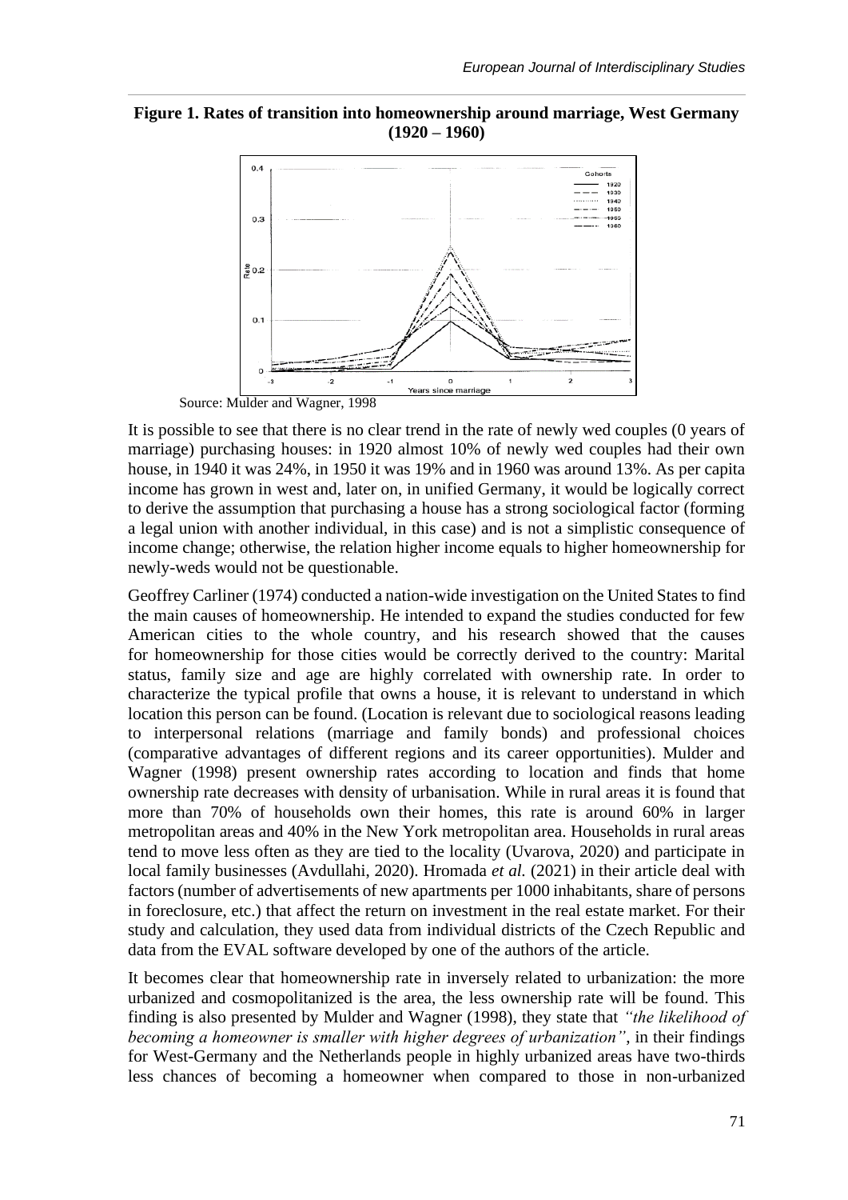**Figure 1. Rates of transition into homeownership around marriage, West Germany (1920 – 1960)**

Source: Mulder and Wagner, 1998

It is possible to see that there is no clear trend in the rate of newly wed couples (0 years of marriage) purchasing houses: in 1920 almost 10% of newly wed couples had their own house, in 1940 it was 24%, in 1950 it was 19% and in 1960 was around 13%. As per capita income has grown in west and, later on, in unified Germany, it would be logically correct to derive the assumption that purchasing a house has a strong sociological factor (forming a legal union with another individual, in this case) and is not a simplistic consequence of income change; otherwise, the relation higher income equals to higher homeownership for newly-weds would not be questionable.

Geoffrey Carliner (1974) conducted a nation-wide investigation on the United States to find the main causes of homeownership. He intended to expand the studies conducted for few American cities to the whole country, and his research showed that the causes for homeownership for those cities would be correctly derived to the country: Marital status, family size and age are highly correlated with ownership rate. In order to characterize the typical profile that owns a house, it is relevant to understand in which location this person can be found. (Location is relevant due to sociological reasons leading to interpersonal relations (marriage and family bonds) and professional choices (comparative advantages of different regions and its career opportunities). Mulder and Wagner (1998) present ownership rates according to location and finds that home ownership rate decreases with density of urbanisation. While in rural areas it is found that more than 70% of households own their homes, this rate is around 60% in larger metropolitan areas and 40% in the New York metropolitan area. Households in rural areas tend to move less often as they are tied to the locality (Uvarova, 2020) and participate in local family businesses (Avdullahi, 2020). Hromada *et al.* (2021) in their article deal with factors (number of advertisements of new apartments per 1000 inhabitants, share of persons in foreclosure, etc.) that affect the return on investment in the real estate market. For their study and calculation, they used data from individual districts of the Czech Republic and data from the EVAL software developed by one of the authors of the article.

It becomes clear that homeownership rate in inversely related to urbanization: the more urbanized and cosmopolitanized is the area, the less ownership rate will be found. This finding is also presented by Mulder and Wagner (1998), they state that *"the likelihood of becoming a homeowner is smaller with higher degrees of urbanization"*, in their findings for West-Germany and the Netherlands people in highly urbanized areas have two-thirds less chances of becoming a homeowner when compared to those in non-urbanized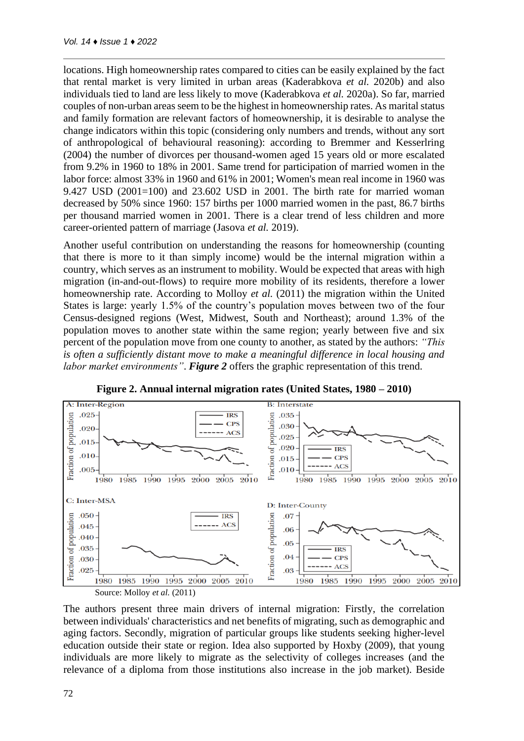locations. High homeownership rates compared to cities can be easily explained by the fact that rental market is very limited in urban areas (Kaderabkova *et al.* 2020b) and also individuals tied to land are less likely to move (Kaderabkova *et al.* 2020a). So far, married couples of non-urban areas seem to be the highest in homeownership rates. As marital status and family formation are relevant factors of homeownership, it is desirable to analyse the change indicators within this topic (considering only numbers and trends, without any sort of anthropological of behavioural reasoning): according to Bremmer and Kesserlring (2004) the number of divorces per thousand-women aged 15 years old or more escalated from 9.2% in 1960 to 18% in 2001. Same trend for participation of married women in the labor force: almost 33% in 1960 and 61% in 2001; Women's mean real income in 1960 was 9.427 USD (2001=100) and 23.602 USD in 2001. The birth rate for married woman decreased by 50% since 1960: 157 births per 1000 married women in the past, 86.7 births per thousand married women in 2001. There is a clear trend of less children and more career-oriented pattern of marriage (Jasova *et al.* 2019).

Another useful contribution on understanding the reasons for homeownership (counting that there is more to it than simply income) would be the internal migration within a country, which serves as an instrument to mobility. Would be expected that areas with high migration (in-and-out-flows) to require more mobility of its residents, therefore a lower homeownership rate. According to Molloy *et al.* (2011) the migration within the United States is large: yearly 1.5% of the country's population moves between two of the four Census-designed regions (West, Midwest, South and Northeast); around 1.3% of the population moves to another state within the same region; yearly between five and six percent of the population move from one county to another, as stated by the authors: *"This is often a sufficiently distant move to make a meaningful difference in local housing and labor market environments"*. ***Figure 2*** offers the graphic representation of this trend.

**Figure 2. Annual internal migration rates (United States, 1980 – 2010)**

Source: Molloy *et al.* (2011)

The authors present three main drivers of internal migration: Firstly, the correlation between individuals' characteristics and net benefits of migrating, such as demographic and aging factors. Secondly, migration of particular groups like students seeking higher-level education outside their state or region. Idea also supported by Hoxby (2009), that young individuals are more likely to migrate as the selectivity of colleges increases (and the relevance of a diploma from those institutions also increase in the job market). Beside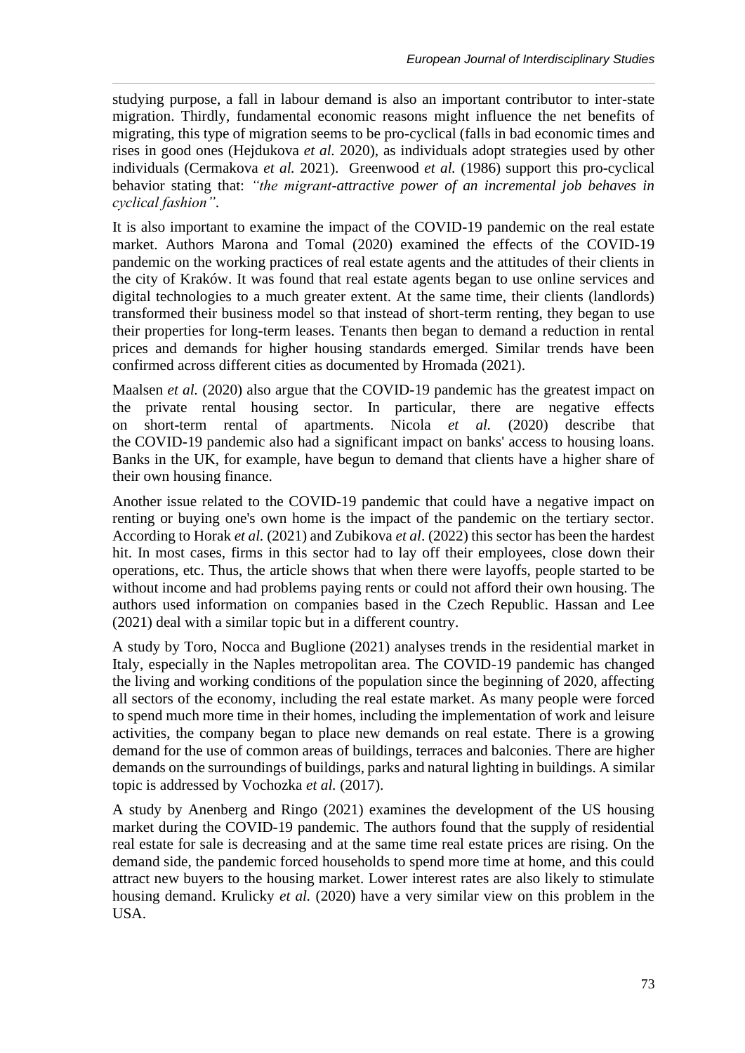studying purpose, a fall in labour demand is also an important contributor to inter-state migration. Thirdly, fundamental economic reasons might influence the net benefits of migrating, this type of migration seems to be pro-cyclical (falls in bad economic times and rises in good ones (Hejdukova *et al.* 2020), as individuals adopt strategies used by other individuals (Cermakova *et al.* 2021). Greenwood *et al.* (1986) support this pro-cyclical behavior stating that: *"the migrant-attractive power of an incremental job behaves in cyclical fashion"*.

It is also important to examine the impact of the COVID-19 pandemic on the real estate market. Authors Marona and Tomal (2020) examined the effects of the COVID-19 pandemic on the working practices of real estate agents and the attitudes of their clients in the city of Kraków. It was found that real estate agents began to use online services and digital technologies to a much greater extent. At the same time, their clients (landlords) transformed their business model so that instead of short-term renting, they began to use their properties for long-term leases. Tenants then began to demand a reduction in rental prices and demands for higher housing standards emerged. Similar trends have been confirmed across different cities as documented by Hromada (2021).

Maalsen *et al.* (2020) also argue that the COVID-19 pandemic has the greatest impact on the private rental housing sector. In particular, there are negative effects on short-term rental of apartments. Nicola *et al.* (2020) describe that the COVID-19 pandemic also had a significant impact on banks' access to housing loans. Banks in the UK, for example, have begun to demand that clients have a higher share of their own housing finance.

Another issue related to the COVID-19 pandemic that could have a negative impact on renting or buying one's own home is the impact of the pandemic on the tertiary sector. According to Horak *et al.* (2021) and Zubikova *et al*. (2022) this sector has been the hardest hit. In most cases, firms in this sector had to lay off their employees, close down their operations, etc. Thus, the article shows that when there were layoffs, people started to be without income and had problems paying rents or could not afford their own housing. The authors used information on companies based in the Czech Republic. Hassan and Lee (2021) deal with a similar topic but in a different country.

A study by Toro, Nocca and Buglione (2021) analyses trends in the residential market in Italy, especially in the Naples metropolitan area. The COVID-19 pandemic has changed the living and working conditions of the population since the beginning of 2020, affecting all sectors of the economy, including the real estate market. As many people were forced to spend much more time in their homes, including the implementation of work and leisure activities, the company began to place new demands on real estate. There is a growing demand for the use of common areas of buildings, terraces and balconies. There are higher demands on the surroundings of buildings, parks and natural lighting in buildings. A similar topic is addressed by Vochozka *et al.* (2017).

A study by Anenberg and Ringo (2021) examines the development of the US housing market during the COVID-19 pandemic. The authors found that the supply of residential real estate for sale is decreasing and at the same time real estate prices are rising. On the demand side, the pandemic forced households to spend more time at home, and this could attract new buyers to the housing market. Lower interest rates are also likely to stimulate housing demand. Krulicky *et al.* (2020) have a very similar view on this problem in the USA.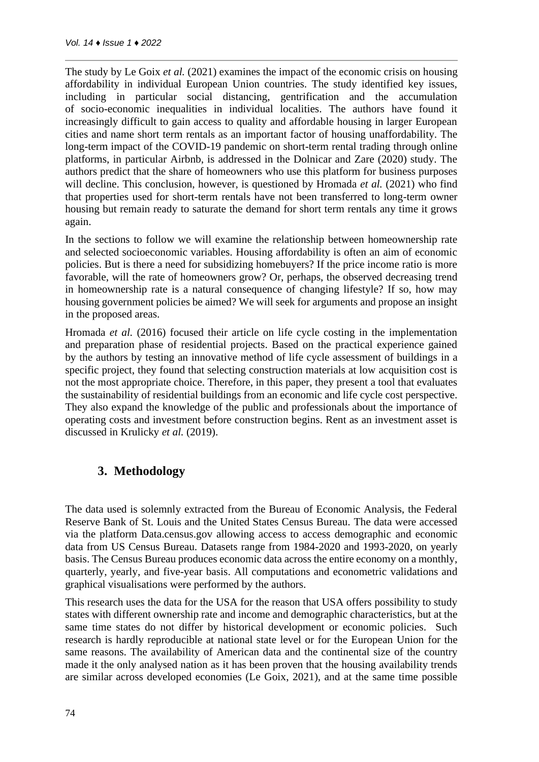The study by Le Goix *et al.* (2021) examines the impact of the economic crisis on housing affordability in individual European Union countries. The study identified key issues, including in particular social distancing, gentrification and the accumulation of socio-economic inequalities in individual localities. The authors have found it increasingly difficult to gain access to quality and affordable housing in larger European cities and name short term rentals as an important factor of housing unaffordability. The long-term impact of the COVID-19 pandemic on short-term rental trading through online platforms, in particular Airbnb, is addressed in the Dolnicar and Zare (2020) study. The authors predict that the share of homeowners who use this platform for business purposes will decline. This conclusion, however, is questioned by Hromada *et al.* (2021) who find that properties used for short-term rentals have not been transferred to long-term owner housing but remain ready to saturate the demand for short term rentals any time it grows again.

In the sections to follow we will examine the relationship between homeownership rate and selected socioeconomic variables. Housing affordability is often an aim of economic policies. But is there a need for subsidizing homebuyers? If the price income ratio is more favorable, will the rate of homeowners grow? Or, perhaps, the observed decreasing trend in homeownership rate is a natural consequence of changing lifestyle? If so, how may housing government policies be aimed? We will seek for arguments and propose an insight in the proposed areas.

Hromada *et al.* (2016) focused their article on life cycle costing in the implementation and preparation phase of residential projects. Based on the practical experience gained by the authors by testing an innovative method of life cycle assessment of buildings in a specific project, they found that selecting construction materials at low acquisition cost is not the most appropriate choice. Therefore, in this paper, they present a tool that evaluates the sustainability of residential buildings from an economic and life cycle cost perspective. They also expand the knowledge of the public and professionals about the importance of operating costs and investment before construction begins. Rent as an investment asset is discussed in Krulicky *et al.* (2019).

## 3. Methodology

The data used is solemnly extracted from the Bureau of Economic Analysis, the Federal Reserve Bank of St. Louis and the United States Census Bureau. The data were accessed via the platform Data.census.gov allowing access to access demographic and economic data from US Census Bureau. Datasets range from 1984-2020 and 1993-2020, on yearly basis. The Census Bureau produces economic data across the entire economy on a monthly, quarterly, yearly, and five-year basis. All computations and econometric validations and graphical visualisations were performed by the authors.

This research uses the data for the USA for the reason that USA offers possibility to study states with different ownership rate and income and demographic characteristics, but at the same time states do not differ by historical development or economic policies. Such research is hardly reproducible at national state level or for the European Union for the same reasons. The availability of American data and the continental size of the country made it the only analysed nation as it has been proven that the housing availability trends are similar across developed economies (Le Goix, 2021), and at the same time possible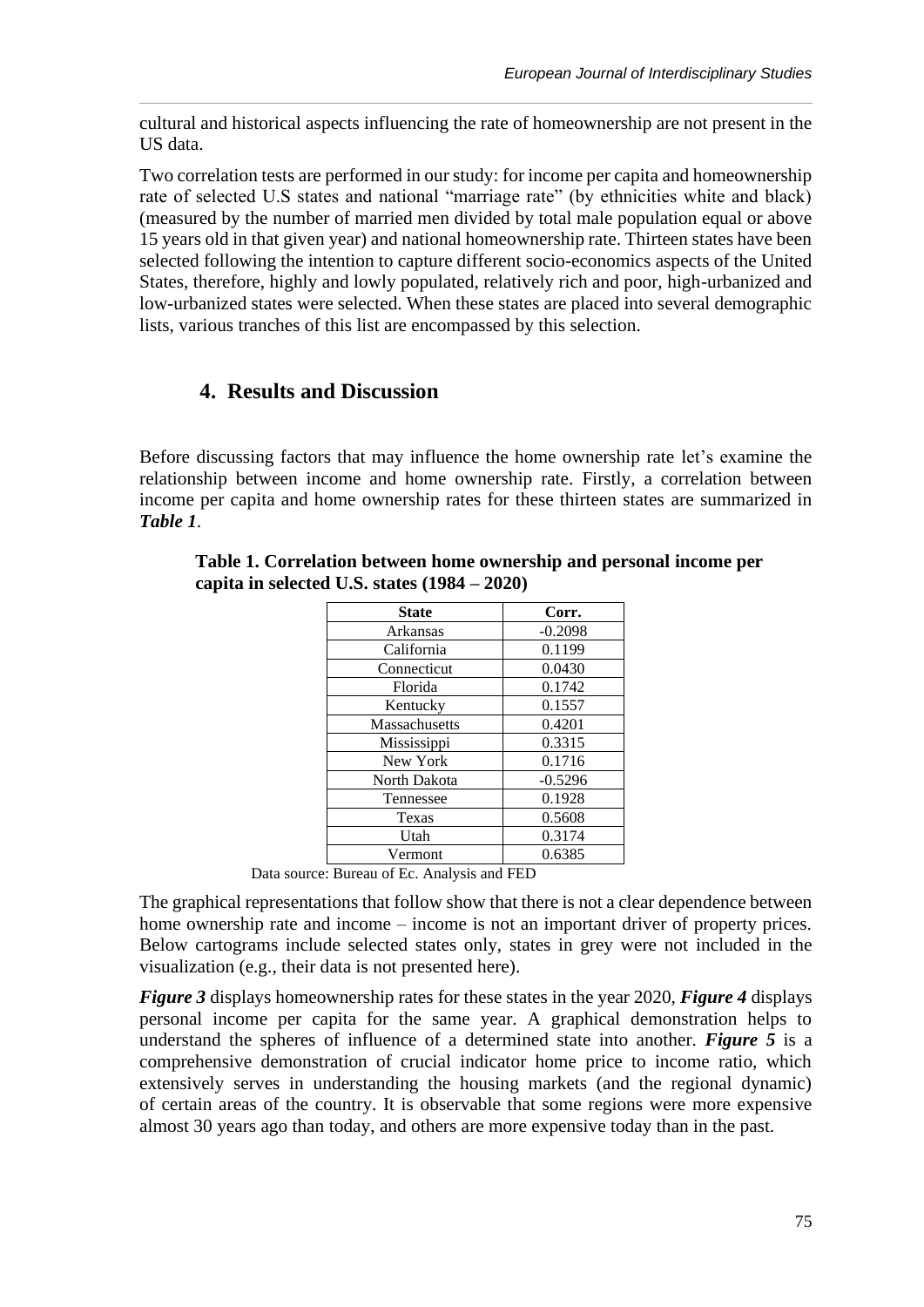cultural and historical aspects influencing the rate of homeownership are not present in the US data.

Two correlation tests are performed in our study: for income per capita and homeownership rate of selected U.S states and national "marriage rate" (by ethnicities white and black) (measured by the number of married men divided by total male population equal or above 15 years old in that given year) and national homeownership rate. Thirteen states have been selected following the intention to capture different socio-economics aspects of the United States, therefore, highly and lowly populated, relatively rich and poor, high-urbanized and low-urbanized states were selected. When these states are placed into several demographic lists, various tranches of this list are encompassed by this selection.

## 4. Results and Discussion

Before discussing factors that may influence the home ownership rate let's examine the relationship between income and home ownership rate. Firstly, a correlation between income per capita and home ownership rates for these thirteen states are summarized in ***Table 1***.

**Table 1. Correlation between home ownership and personal income per capita in selected U.S. states (1984 – 2020)**

| State | Corr. |
|---|---|
| Arkansas | -0.2098 |
| California | 0.1199 |
| Connecticut | 0.0430 |
| Florida | 0.1742 |
| Kentucky | 0.1557 |
| Massachusetts | 0.4201 |
| Mississippi | 0.3315 |
| New York | 0.1716 |
| North Dakota | -0.5296 |
| Tennessee | 0.1928 |
| Texas | 0.5608 |
| Utah | 0.3174 |
| Vermont | 0.6385 |

Data source: Bureau of Ec. Analysis and FED

The graphical representations that follow show that there is not a clear dependence between home ownership rate and income – income is not an important driver of property prices. Below cartograms include selected states only, states in grey were not included in the visualization (e.g., their data is not presented here).

***Figure 3*** displays homeownership rates for these states in the year 2020, ***Figure 4*** displays personal income per capita for the same year. A graphical demonstration helps to understand the spheres of influence of a determined state into another. ***Figure 5*** is a comprehensive demonstration of crucial indicator home price to income ratio, which extensively serves in understanding the housing markets (and the regional dynamic) of certain areas of the country. It is observable that some regions were more expensive almost 30 years ago than today, and others are more expensive today than in the past.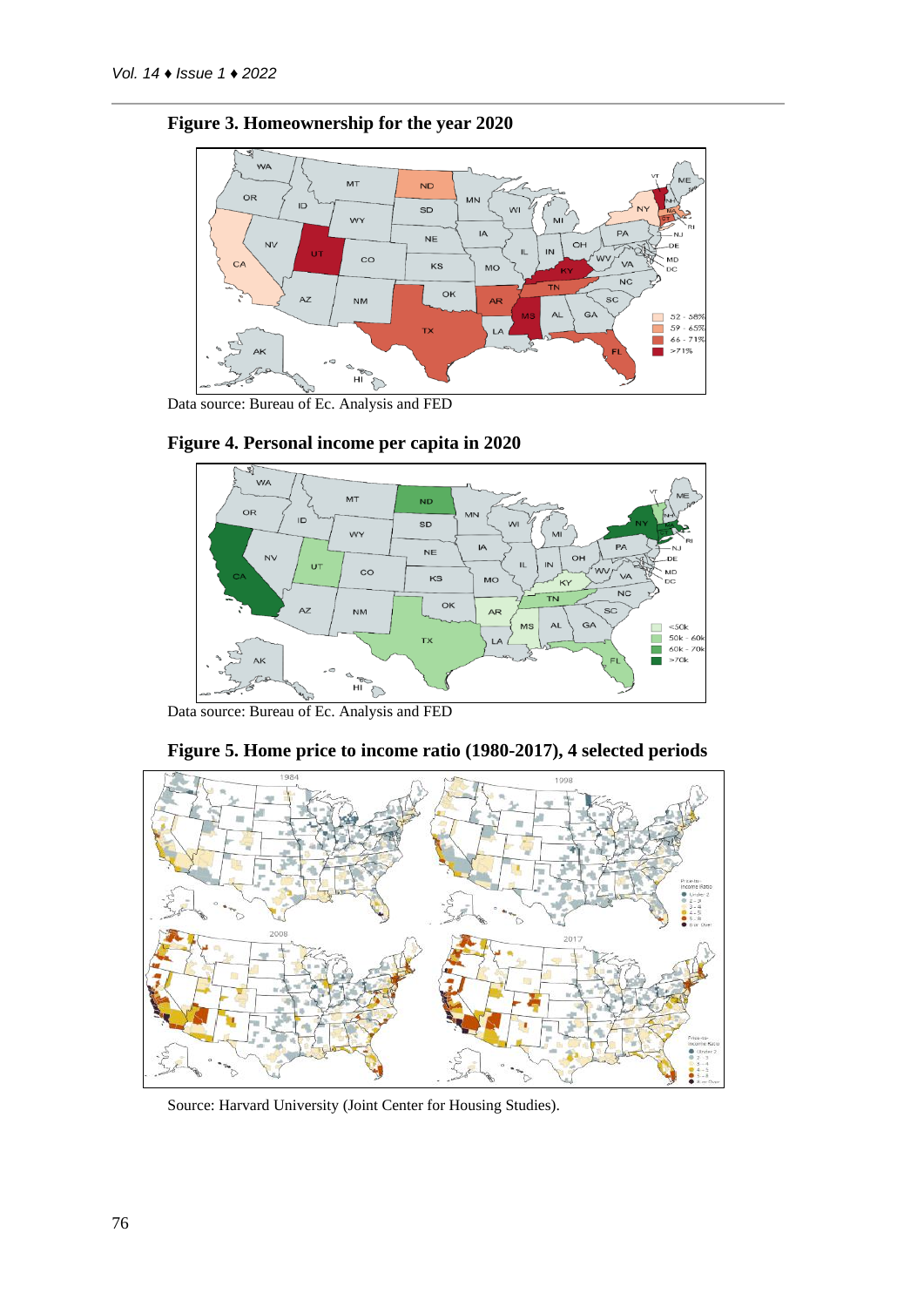**Figure 3. Homeownership for the year 2020**

Data source: Bureau of Ec. Analysis and FED

**Figure 4. Personal income per capita in 2020**

Data source: Bureau of Ec. Analysis and FED

**Figure 5. Home price to income ratio (1980-2017), 4 selected periods**

Source: Harvard University (Joint Center for Housing Studies).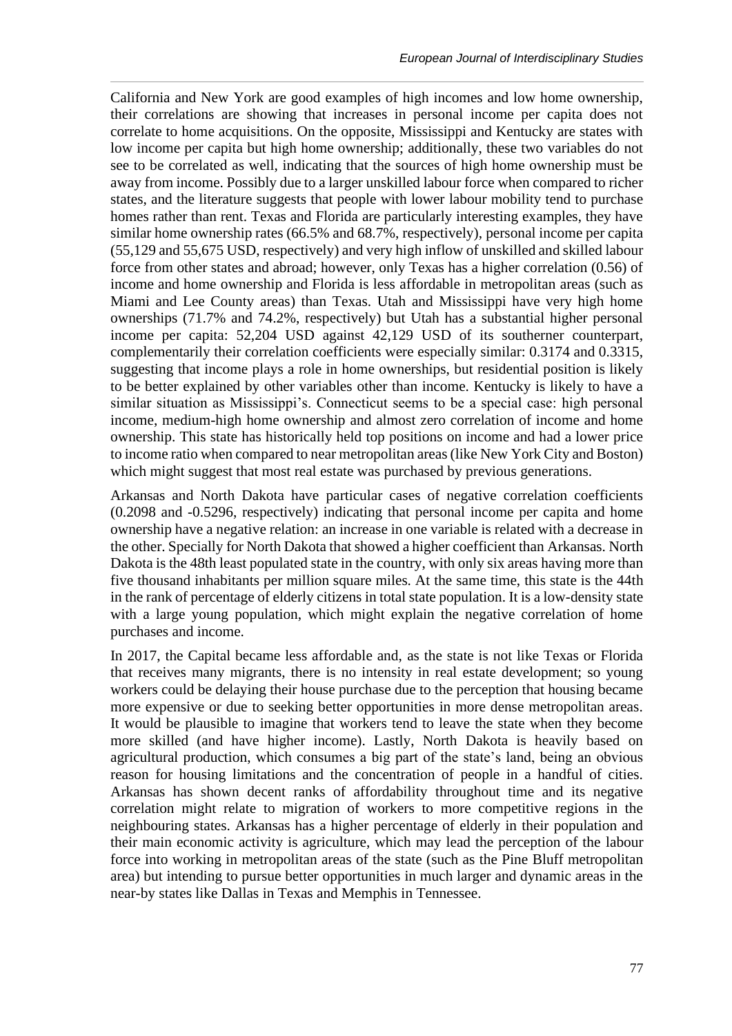California and New York are good examples of high incomes and low home ownership, their correlations are showing that increases in personal income per capita does not correlate to home acquisitions. On the opposite, Mississippi and Kentucky are states with low income per capita but high home ownership; additionally, these two variables do not see to be correlated as well, indicating that the sources of high home ownership must be away from income. Possibly due to a larger unskilled labour force when compared to richer states, and the literature suggests that people with lower labour mobility tend to purchase homes rather than rent. Texas and Florida are particularly interesting examples, they have similar home ownership rates (66.5% and 68.7%, respectively), personal income per capita (55,129 and 55,675 USD, respectively) and very high inflow of unskilled and skilled labour force from other states and abroad; however, only Texas has a higher correlation (0.56) of income and home ownership and Florida is less affordable in metropolitan areas (such as Miami and Lee County areas) than Texas. Utah and Mississippi have very high home ownerships (71.7% and 74.2%, respectively) but Utah has a substantial higher personal income per capita: 52,204 USD against 42,129 USD of its southerner counterpart, complementarily their correlation coefficients were especially similar: 0.3174 and 0.3315, suggesting that income plays a role in home ownerships, but residential position is likely to be better explained by other variables other than income. Kentucky is likely to have a similar situation as Mississippi's. Connecticut seems to be a special case: high personal income, medium-high home ownership and almost zero correlation of income and home ownership. This state has historically held top positions on income and had a lower price to income ratio when compared to near metropolitan areas (like New York City and Boston) which might suggest that most real estate was purchased by previous generations.

Arkansas and North Dakota have particular cases of negative correlation coefficients (0.2098 and -0.5296, respectively) indicating that personal income per capita and home ownership have a negative relation: an increase in one variable is related with a decrease in the other. Specially for North Dakota that showed a higher coefficient than Arkansas. North Dakota is the 48th least populated state in the country, with only six areas having more than five thousand inhabitants per million square miles. At the same time, this state is the 44th in the rank of percentage of elderly citizens in total state population. It is a low-density state with a large young population, which might explain the negative correlation of home purchases and income.

In 2017, the Capital became less affordable and, as the state is not like Texas or Florida that receives many migrants, there is no intensity in real estate development; so young workers could be delaying their house purchase due to the perception that housing became more expensive or due to seeking better opportunities in more dense metropolitan areas. It would be plausible to imagine that workers tend to leave the state when they become more skilled (and have higher income). Lastly, North Dakota is heavily based on agricultural production, which consumes a big part of the state's land, being an obvious reason for housing limitations and the concentration of people in a handful of cities. Arkansas has shown decent ranks of affordability throughout time and its negative correlation might relate to migration of workers to more competitive regions in the neighbouring states. Arkansas has a higher percentage of elderly in their population and their main economic activity is agriculture, which may lead the perception of the labour force into working in metropolitan areas of the state (such as the Pine Bluff metropolitan area) but intending to pursue better opportunities in much larger and dynamic areas in the near-by states like Dallas in Texas and Memphis in Tennessee.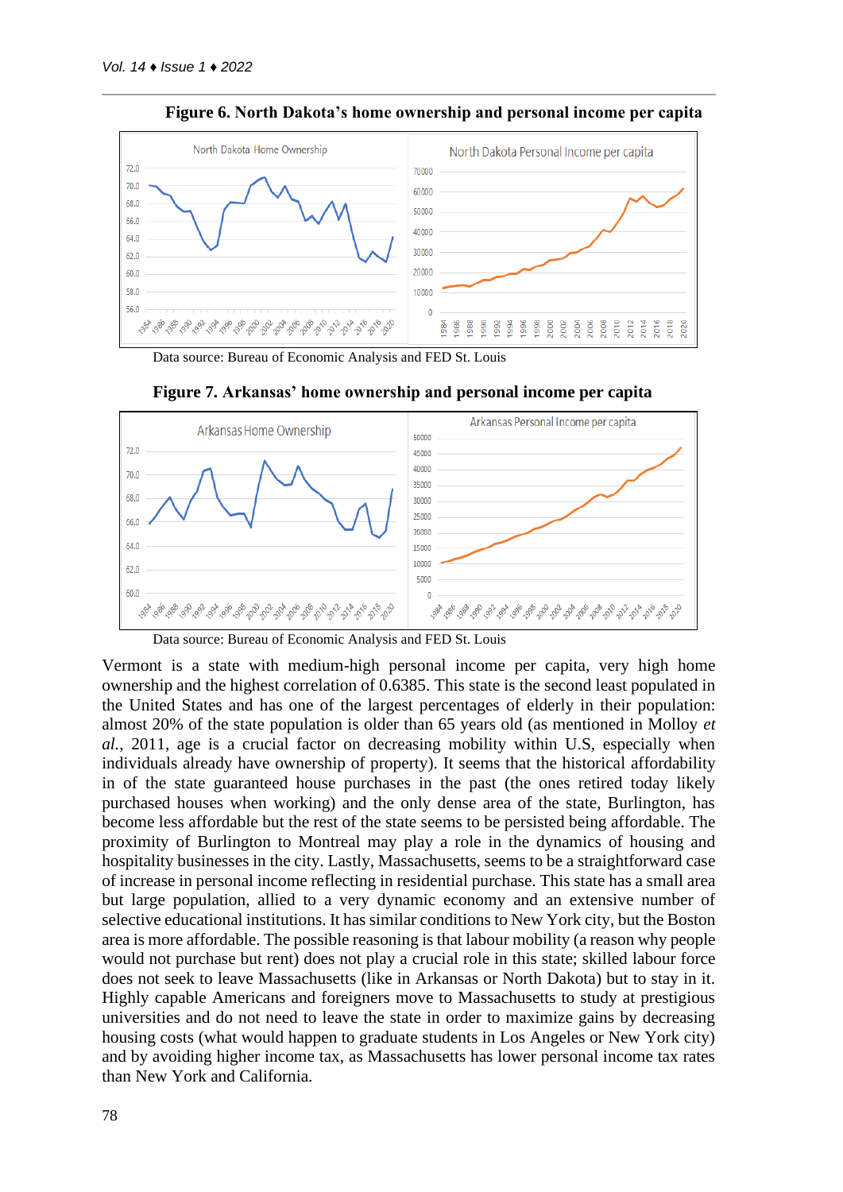**Figure 6. North Dakota's home ownership and personal income per capita**

Data source: Bureau of Economic Analysis and FED St. Louis

**Figure 7. Arkansas' home ownership and personal income per capita**

Data source: Bureau of Economic Analysis and FED St. Louis

Vermont is a state with medium-high personal income per capita, very high home ownership and the highest correlation of 0.6385. This state is the second least populated in the United States and has one of the largest percentages of elderly in their population: almost 20% of the state population is older than 65 years old (as mentioned in Molloy *et al.*, 2011, age is a crucial factor on decreasing mobility within U.S, especially when individuals already have ownership of property). It seems that the historical affordability in of the state guaranteed house purchases in the past (the ones retired today likely purchased houses when working) and the only dense area of the state, Burlington, has become less affordable but the rest of the state seems to be persisted being affordable. The proximity of Burlington to Montreal may play a role in the dynamics of housing and hospitality businesses in the city. Lastly, Massachusetts, seems to be a straightforward case of increase in personal income reflecting in residential purchase. This state has a small area but large population, allied to a very dynamic economy and an extensive number of selective educational institutions. It has similar conditions to New York city, but the Boston area is more affordable. The possible reasoning is that labour mobility (a reason why people would not purchase but rent) does not play a crucial role in this state; skilled labour force does not seek to leave Massachusetts (like in Arkansas or North Dakota) but to stay in it. Highly capable Americans and foreigners move to Massachusetts to study at prestigious universities and do not need to leave the state in order to maximize gains by decreasing housing costs (what would happen to graduate students in Los Angeles or New York city) and by avoiding higher income tax, as Massachusetts has lower personal income tax rates than New York and California.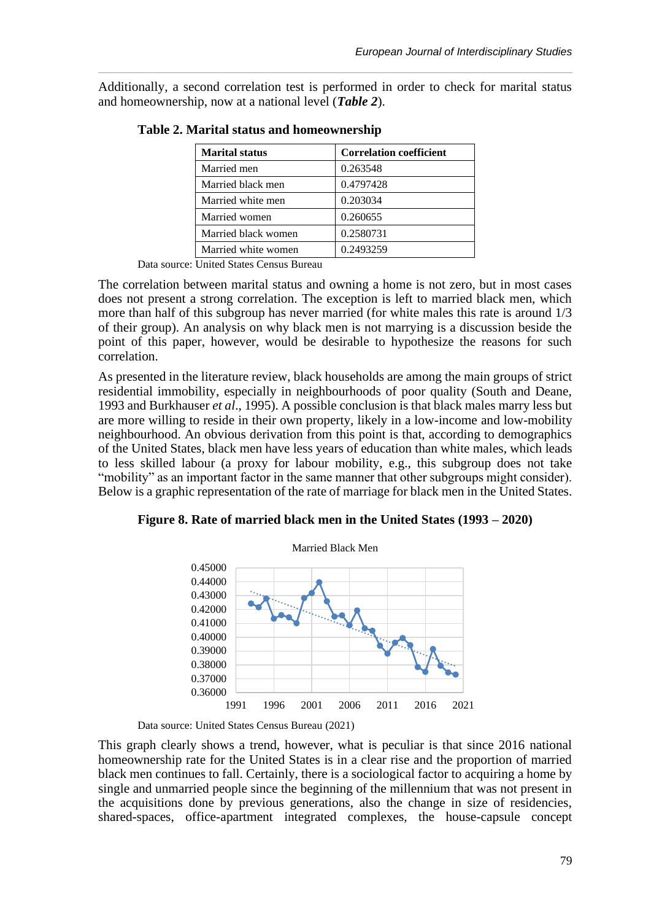Additionally, a second correlation test is performed in order to check for marital status and homeownership, now at a national level (***Table 2***).

**Table 2. Marital status and homeownership**

| Marital status | Correlation coefficient |
|---|---|
| Married men | 0.263548 |
| Married black men | 0.4797428 |
| Married white men | 0.203034 |
| Married women | 0.260655 |
| Married black women | 0.2580731 |
| Married white women | 0.2493259 |

Data source: United States Census Bureau

The correlation between marital status and owning a home is not zero, but in most cases does not present a strong correlation. The exception is left to married black men, which more than half of this subgroup has never married (for white males this rate is around 1/3 of their group). An analysis on why black men is not marrying is a discussion beside the point of this paper, however, would be desirable to hypothesize the reasons for such correlation.

As presented in the literature review, black households are among the main groups of strict residential immobility, especially in neighbourhoods of poor quality (South and Deane, 1993 and Burkhauser *et al*., 1995). A possible conclusion is that black males marry less but are more willing to reside in their own property, likely in a low-income and low-mobility neighbourhood. An obvious derivation from this point is that, according to demographics of the United States, black men have less years of education than white males, which leads to less skilled labour (a proxy for labour mobility, e.g., this subgroup does not take "mobility" as an important factor in the same manner that other subgroups might consider). Below is a graphic representation of the rate of marriage for black men in the United States.

**Figure 8. Rate of married black men in the United States (1993 – 2020)**

Data source: United States Census Bureau (2021)

This graph clearly shows a trend, however, what is peculiar is that since 2016 national homeownership rate for the United States is in a clear rise and the proportion of married black men continues to fall. Certainly, there is a sociological factor to acquiring a home by single and unmarried people since the beginning of the millennium that was not present in the acquisitions done by previous generations, also the change in size of residencies, shared-spaces, office-apartment integrated complexes, the house-capsule concept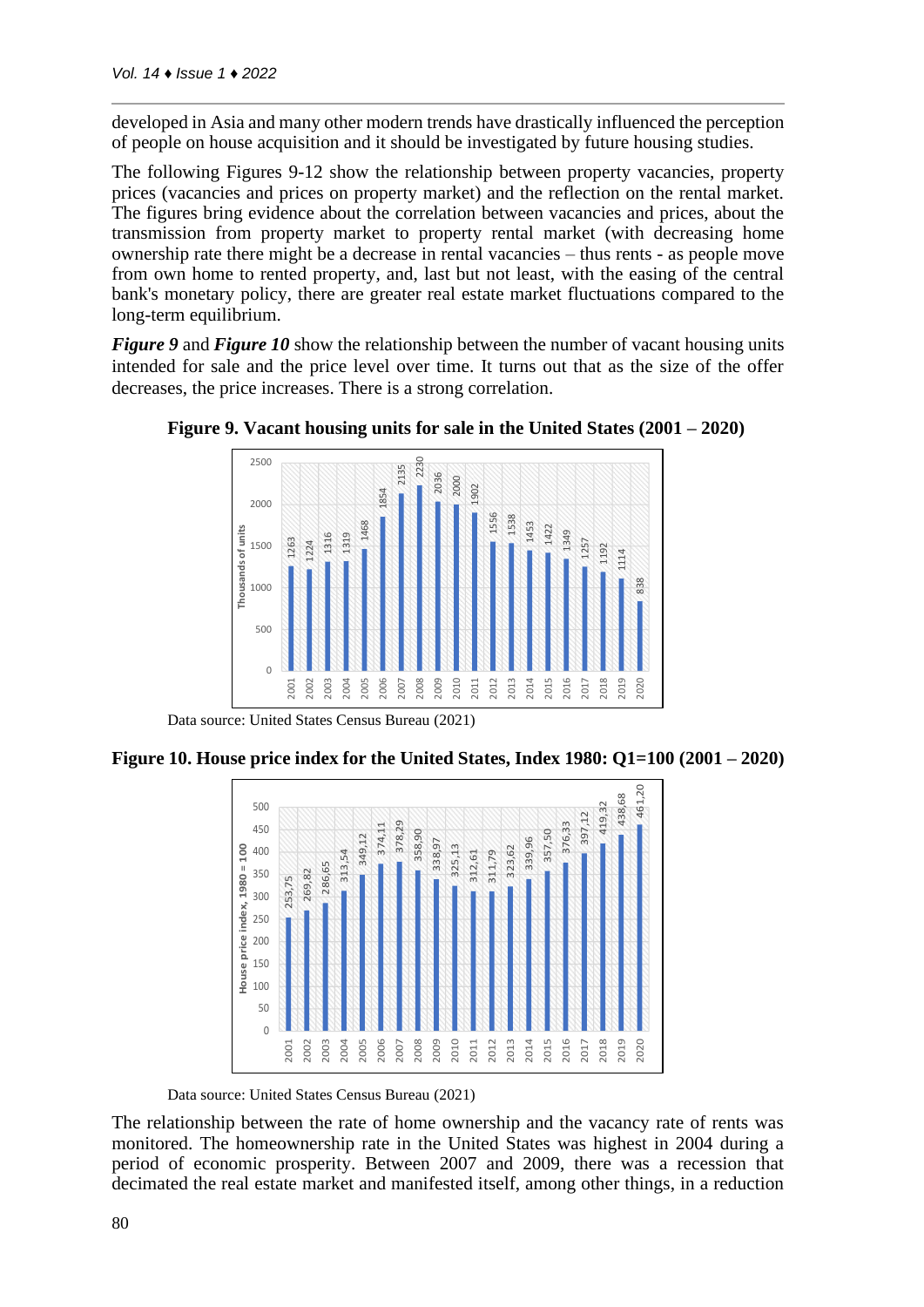developed in Asia and many other modern trends have drastically influenced the perception of people on house acquisition and it should be investigated by future housing studies.

The following Figures 9-12 show the relationship between property vacancies, property prices (vacancies and prices on property market) and the reflection on the rental market. The figures bring evidence about the correlation between vacancies and prices, about the transmission from property market to property rental market (with decreasing home ownership rate there might be a decrease in rental vacancies – thus rents - as people move from own home to rented property, and, last but not least, with the easing of the central bank's monetary policy, there are greater real estate market fluctuations compared to the long-term equilibrium.

***Figure 9*** and ***Figure 10*** show the relationship between the number of vacant housing units intended for sale and the price level over time. It turns out that as the size of the offer decreases, the price increases. There is a strong correlation.

**Figure 9. Vacant housing units for sale in the United States (2001 – 2020)**

| Year | Thousands of units |
|---|---|
| 2001 | 1263 |
| 2002 | 1224 |
| 2003 | 1316 |
| 2004 | 1319 |
| 2005 | 1468 |
| 2006 | 1854 |
| 2007 | 2135 |
| 2008 | 2230 |
| 2009 | 2036 |
| 2010 | 2000 |
| 2011 | 1902 |
| 2012 | 1556 |
| 2013 | 1538 |
| 2014 | 1453 |
| 2015 | 1422 |
| 2016 | 1349 |
| 2017 | 1257 |
| 2018 | 1192 |
| 2019 | 1114 |
| 2020 | 838 |

Data source: United States Census Bureau (2021)

**Figure 10. House price index for the United States, Index 1980: Q1=100 (2001 – 2020)**

| Year | House price index, 1980 = 100 |
|---|---|
| 2001 | 253,75 |
| 2002 | 269,82 |
| 2003 | 286,65 |
| 2004 | 313,54 |
| 2005 | 349,12 |
| 2006 | 374,11 |
| 2007 | 378,29 |
| 2008 | 358,90 |
| 2009 | 338,97 |
| 2010 | 325,13 |
| 2011 | 312,61 |
| 2012 | 311,79 |
| 2013 | 323,62 |
| 2014 | 339,96 |
| 2015 | 357,50 |
| 2016 | 376,33 |
| 2017 | 397,12 |
| 2018 | 419,32 |
| 2019 | 438,68 |
| 2020 | 461,20 |

Data source: United States Census Bureau (2021)

The relationship between the rate of home ownership and the vacancy rate of rents was monitored. The homeownership rate in the United States was highest in 2004 during a period of economic prosperity. Between 2007 and 2009, there was a recession that decimated the real estate market and manifested itself, among other things, in a reduction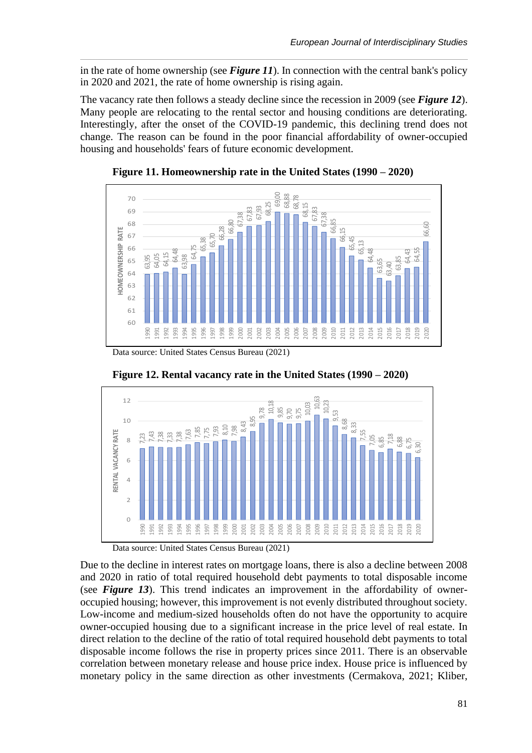in the rate of home ownership (see ***Figure 11***). In connection with the central bank's policy in 2020 and 2021, the rate of home ownership is rising again.

The vacancy rate then follows a steady decline since the recession in 2009 (see ***Figure 12***). Many people are relocating to the rental sector and housing conditions are deteriorating. Interestingly, after the onset of the COVID-19 pandemic, this declining trend does not change. The reason can be found in the poor financial affordability of owner-occupied housing and households' fears of future economic development.

**Figure 11. Homeownership rate in the United States (1990 – 2020)**

Data source: United States Census Bureau (2021)

**Figure 12. Rental vacancy rate in the United States (1990 – 2020)**

Data source: United States Census Bureau (2021)

Due to the decline in interest rates on mortgage loans, there is also a decline between 2008 and 2020 in ratio of total required household debt payments to total disposable income (see ***Figure 13***). This trend indicates an improvement in the affordability of owner-occupied housing; however, this improvement is not evenly distributed throughout society. Low-income and medium-sized households often do not have the opportunity to acquire owner-occupied housing due to a significant increase in the price level of real estate. In direct relation to the decline of the ratio of total required household debt payments to total disposable income follows the rise in property prices since 2011. There is an observable correlation between monetary release and house price index. House price is influenced by monetary policy in the same direction as other investments (Cermakova, 2021; Kliber,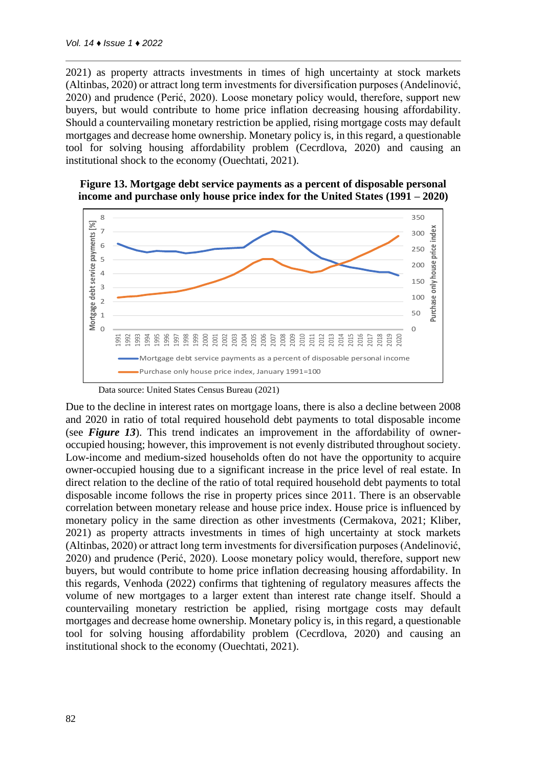2021) as property attracts investments in times of high uncertainty at stock markets (Altinbas, 2020) or attract long term investments for diversification purposes (Andelinović, 2020) and prudence (Perić, 2020). Loose monetary policy would, therefore, support new buyers, but would contribute to home price inflation decreasing housing affordability. Should a countervailing monetary restriction be applied, rising mortgage costs may default mortgages and decrease home ownership. Monetary policy is, in this regard, a questionable tool for solving housing affordability problem (Cecrdlova, 2020) and causing an institutional shock to the economy (Ouechtati, 2021).

**Figure 13. Mortgage debt service payments as a percent of disposable personal income and purchase only house price index for the United States (1991 – 2020)**

Data source: United States Census Bureau (2021)

Due to the decline in interest rates on mortgage loans, there is also a decline between 2008 and 2020 in ratio of total required household debt payments to total disposable income (see ***Figure 13***). This trend indicates an improvement in the affordability of owner-occupied housing; however, this improvement is not evenly distributed throughout society. Low-income and medium-sized households often do not have the opportunity to acquire owner-occupied housing due to a significant increase in the price level of real estate. In direct relation to the decline of the ratio of total required household debt payments to total disposable income follows the rise in property prices since 2011. There is an observable correlation between monetary release and house price index. House price is influenced by monetary policy in the same direction as other investments (Cermakova, 2021; Kliber, 2021) as property attracts investments in times of high uncertainty at stock markets (Altinbas, 2020) or attract long term investments for diversification purposes (Andelinović, 2020) and prudence (Perić, 2020). Loose monetary policy would, therefore, support new buyers, but would contribute to home price inflation decreasing housing affordability. In this regards, Venhoda (2022) confirms that tightening of regulatory measures affects the volume of new mortgages to a larger extent than interest rate change itself. Should a countervailing monetary restriction be applied, rising mortgage costs may default mortgages and decrease home ownership. Monetary policy is, in this regard, a questionable tool for solving housing affordability problem (Cecrdlova, 2020) and causing an institutional shock to the economy (Ouechtati, 2021).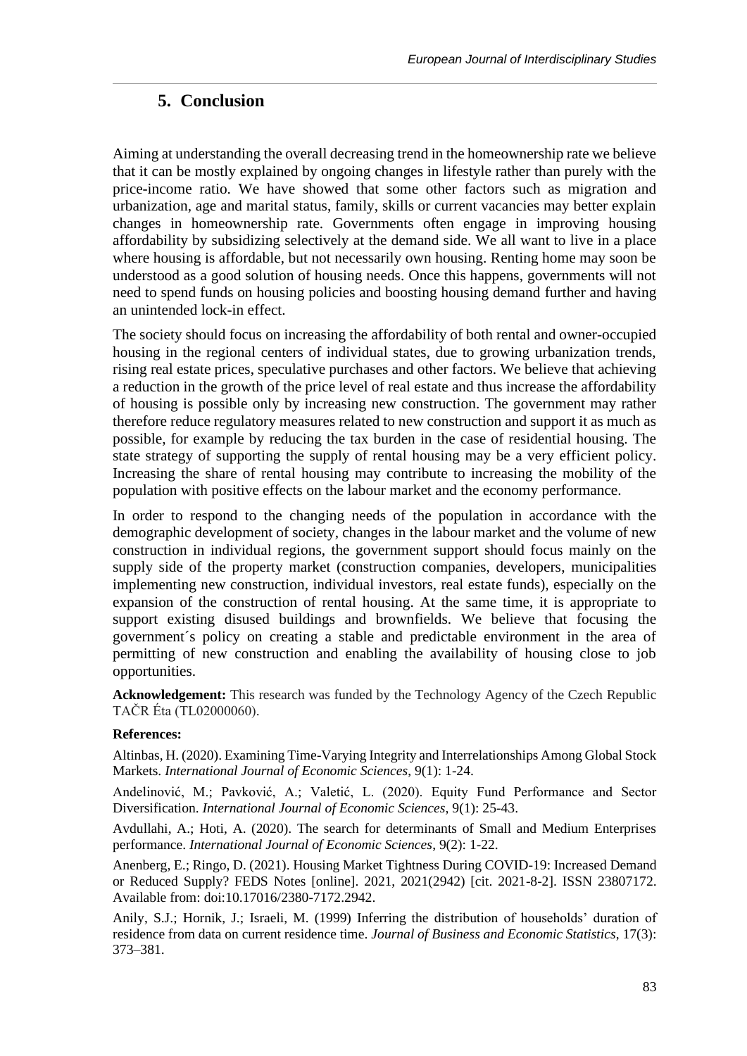## 5. Conclusion

Aiming at understanding the overall decreasing trend in the homeownership rate we believe that it can be mostly explained by ongoing changes in lifestyle rather than purely with the price-income ratio. We have showed that some other factors such as migration and urbanization, age and marital status, family, skills or current vacancies may better explain changes in homeownership rate. Governments often engage in improving housing affordability by subsidizing selectively at the demand side. We all want to live in a place where housing is affordable, but not necessarily own housing. Renting home may soon be understood as a good solution of housing needs. Once this happens, governments will not need to spend funds on housing policies and boosting housing demand further and having an unintended lock-in effect.

The society should focus on increasing the affordability of both rental and owner-occupied housing in the regional centers of individual states, due to growing urbanization trends, rising real estate prices, speculative purchases and other factors. We believe that achieving a reduction in the growth of the price level of real estate and thus increase the affordability of housing is possible only by increasing new construction. The government may rather therefore reduce regulatory measures related to new construction and support it as much as possible, for example by reducing the tax burden in the case of residential housing. The state strategy of supporting the supply of rental housing may be a very efficient policy. Increasing the share of rental housing may contribute to increasing the mobility of the population with positive effects on the labour market and the economy performance.

In order to respond to the changing needs of the population in accordance with the demographic development of society, changes in the labour market and the volume of new construction in individual regions, the government support should focus mainly on the supply side of the property market (construction companies, developers, municipalities implementing new construction, individual investors, real estate funds), especially on the expansion of the construction of rental housing. At the same time, it is appropriate to support existing disused buildings and brownfields. We believe that focusing the government´s policy on creating a stable and predictable environment in the area of permitting of new construction and enabling the availability of housing close to job opportunities.

**Acknowledgement:** This research was funded by the Technology Agency of the Czech Republic TAČR Éta (TL02000060).

**References:**

Altinbas, H. (2020). Examining Time-Varying Integrity and Interrelationships Among Global Stock Markets. *International Journal of Economic Sciences*, 9(1): 1-24.

Andelinović, M.; Pavković, A.; Valetić, L. (2020). Equity Fund Performance and Sector Diversification. *International Journal of Economic Sciences*, 9(1): 25-43.

Avdullahi, A.; Hoti, A. (2020). The search for determinants of Small and Medium Enterprises performance. *International Journal of Economic Sciences*, 9(2): 1-22.

Anenberg, E.; Ringo, D. (2021). Housing Market Tightness During COVID-19: Increased Demand or Reduced Supply? FEDS Notes [online]. 2021, 2021(2942) [cit. 2021-8-2]. ISSN 23807172. Available from: doi:10.17016/2380-7172.2942.

Anily, S.J.; Hornik, J.; Israeli, M. (1999) Inferring the distribution of households' duration of residence from data on current residence time. *Journal of Business and Economic Statistics*, 17(3): 373–381.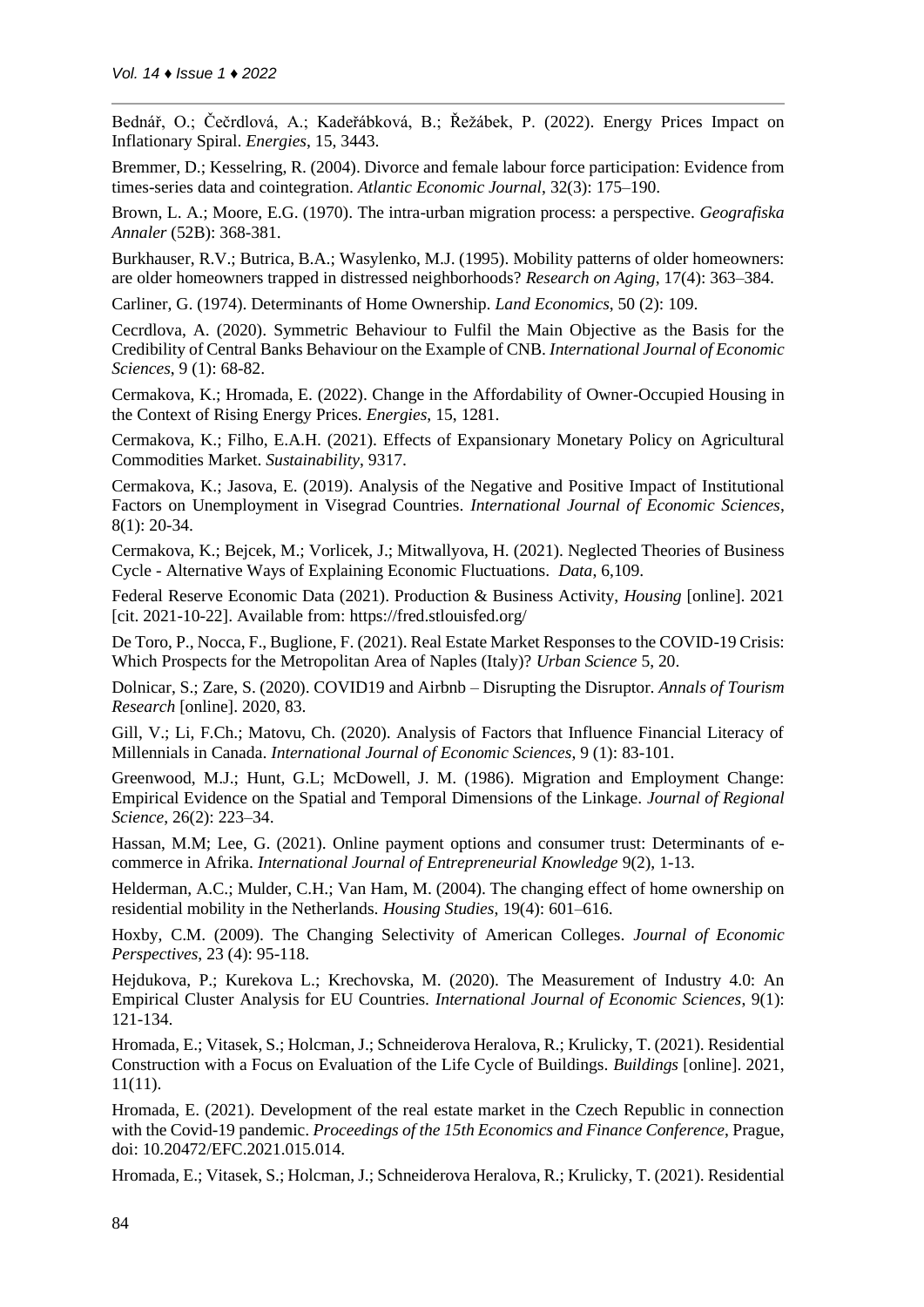Bednář, O.; Čečrdlová, A.; Kadeřábková, B.; Řežábek, P. (2022). Energy Prices Impact on Inflationary Spiral. *Energies*, 15, 3443.

Bremmer, D.; Kesselring, R. (2004). Divorce and female labour force participation: Evidence from times-series data and cointegration. *Atlantic Economic Journal*, 32(3): 175–190.

Brown, L. A.; Moore, E.G. (1970). The intra-urban migration process: a perspective. *Geografiska Annaler* (52B): 368-381.

Burkhauser, R.V.; Butrica, B.A.; Wasylenko, M.J. (1995). Mobility patterns of older homeowners: are older homeowners trapped in distressed neighborhoods? *Research on Aging*, 17(4): 363–384.

Carliner, G. (1974). Determinants of Home Ownership. *Land Economics*, 50 (2): 109.

Cecrdlova, A. (2020). Symmetric Behaviour to Fulfil the Main Objective as the Basis for the Credibility of Central Banks Behaviour on the Example of CNB. *International Journal of Economic Sciences*, 9 (1): 68-82.

Cermakova, K.; Hromada, E. (2022). Change in the Affordability of Owner-Occupied Housing in the Context of Rising Energy Prices. *Energies*, 15, 1281.

Cermakova, K.; Filho, E.A.H. (2021). Effects of Expansionary Monetary Policy on Agricultural Commodities Market. *Sustainability*, 9317.

Cermakova, K.; Jasova, E. (2019). Analysis of the Negative and Positive Impact of Institutional Factors on Unemployment in Visegrad Countries. *International Journal of Economic Sciences*, 8(1): 20-34.

Cermakova, K.; Bejcek, M.; Vorlicek, J.; Mitwallyova, H. (2021). Neglected Theories of Business Cycle - Alternative Ways of Explaining Economic Fluctuations. *Data*, 6,109.

Federal Reserve Economic Data (2021). Production & Business Activity, *Housing* [online]. 2021 [cit. 2021-10-22]. Available from: https://fred.stlouisfed.org/

De Toro, P., Nocca, F., Buglione, F. (2021). Real Estate Market Responses to the COVID-19 Crisis: Which Prospects for the Metropolitan Area of Naples (Italy)? *Urban Science* 5, 20.

Dolnicar, S.; Zare, S. (2020). COVID19 and Airbnb – Disrupting the Disruptor. *Annals of Tourism Research* [online]. 2020, 83.

Gill, V.; Li, F.Ch.; Matovu, Ch. (2020). Analysis of Factors that Influence Financial Literacy of Millennials in Canada. *International Journal of Economic Sciences*, 9 (1): 83-101.

Greenwood, M.J.; Hunt, G.L; McDowell, J. M. (1986). Migration and Employment Change: Empirical Evidence on the Spatial and Temporal Dimensions of the Linkage. *Journal of Regional Science*, 26(2): 223–34.

Hassan, M.M; Lee, G. (2021). Online payment options and consumer trust: Determinants of e-commerce in Afrika. *International Journal of Entrepreneurial Knowledge* 9(2), 1-13.

Helderman, A.C.; Mulder, C.H.; Van Ham, M. (2004). The changing effect of home ownership on residential mobility in the Netherlands. *Housing Studies*, 19(4): 601–616.

Hoxby, C.M. (2009). The Changing Selectivity of American Colleges. *Journal of Economic Perspectives*, 23 (4): 95-118.

Hejdukova, P.; Kurekova L.; Krechovska, M. (2020). The Measurement of Industry 4.0: An Empirical Cluster Analysis for EU Countries. *International Journal of Economic Sciences*, 9(1): 121-134.

Hromada, E.; Vitasek, S.; Holcman, J.; Schneiderova Heralova, R.; Krulicky, T. (2021). Residential Construction with a Focus on Evaluation of the Life Cycle of Buildings. *Buildings* [online]. 2021, 11(11).

Hromada, E. (2021). Development of the real estate market in the Czech Republic in connection with the Covid-19 pandemic. *Proceedings of the 15th Economics and Finance Conference*, Prague, doi: 10.20472/EFC.2021.015.014.

Hromada, E.; Vitasek, S.; Holcman, J.; Schneiderova Heralova, R.; Krulicky, T. (2021). Residential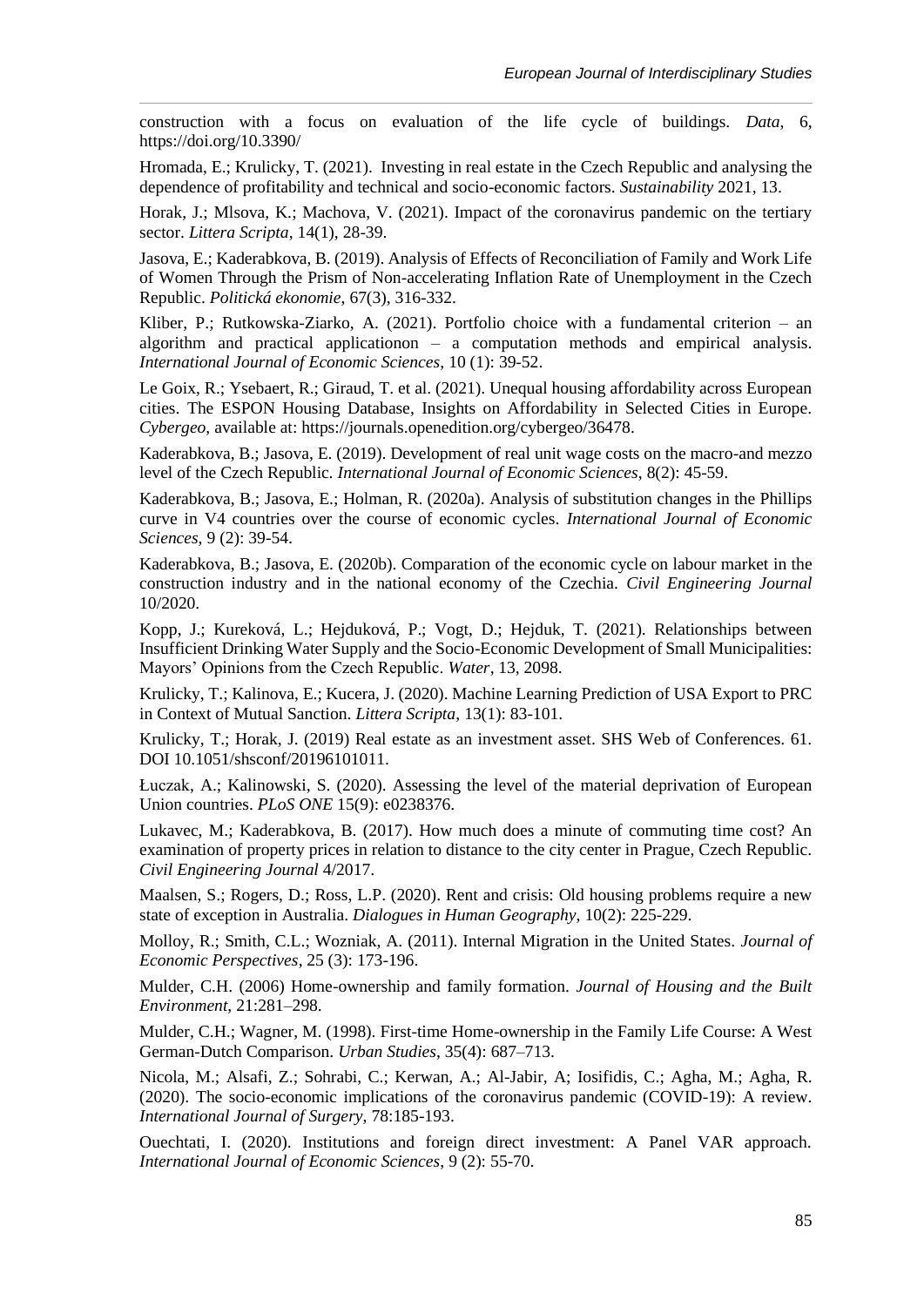construction with a focus on evaluation of the life cycle of buildings. *Data*, 6, https://doi.org/10.3390/

Hromada, E.; Krulicky, T. (2021). Investing in real estate in the Czech Republic and analysing the dependence of profitability and technical and socio-economic factors. *Sustainability* 2021, 13.

Horak, J.; Mlsova, K.; Machova, V. (2021). Impact of the coronavirus pandemic on the tertiary sector. *Littera Scripta*, 14(1), 28-39.

Jasova, E.; Kaderabkova, B. (2019). Analysis of Effects of Reconciliation of Family and Work Life of Women Through the Prism of Non-accelerating Inflation Rate of Unemployment in the Czech Republic. *Politická ekonomie*, 67(3), 316-332.

Kliber, P.; Rutkowska-Ziarko, A. (2021). Portfolio choice with a fundamental criterion – an algorithm and practical applicationon – a computation methods and empirical analysis. *International Journal of Economic Sciences*, 10 (1): 39-52.

Le Goix, R.; Ysebaert, R.; Giraud, T. et al. (2021). Unequal housing affordability across European cities. The ESPON Housing Database, Insights on Affordability in Selected Cities in Europe. *Cybergeo*, available at: https://journals.openedition.org/cybergeo/36478.

Kaderabkova, B.; Jasova, E. (2019). Development of real unit wage costs on the macro-and mezzo level of the Czech Republic. *International Journal of Economic Sciences*, 8(2): 45-59.

Kaderabkova, B.; Jasova, E.; Holman, R. (2020a). Analysis of substitution changes in the Phillips curve in V4 countries over the course of economic cycles. *International Journal of Economic Sciences*, 9 (2): 39-54.

Kaderabkova, B.; Jasova, E. (2020b). Comparation of the economic cycle on labour market in the construction industry and in the national economy of the Czechia. *Civil Engineering Journal* 10/2020.

Kopp, J.; Kureková, L.; Hejduková, P.; Vogt, D.; Hejduk, T. (2021). Relationships between Insufficient Drinking Water Supply and the Socio-Economic Development of Small Municipalities: Mayors' Opinions from the Czech Republic. *Water*, 13, 2098.

Krulicky, T.; Kalinova, E.; Kucera, J. (2020). Machine Learning Prediction of USA Export to PRC in Context of Mutual Sanction. *Littera Scripta*, 13(1): 83-101.

Krulicky, T.; Horak, J. (2019) Real estate as an investment asset. SHS Web of Conferences. 61. DOI 10.1051/shsconf/20196101011.

Łuczak, A.; Kalinowski, S. (2020). Assessing the level of the material deprivation of European Union countries. *PLoS ONE* 15(9): e0238376.

Lukavec, M.; Kaderabkova, B. (2017). How much does a minute of commuting time cost? An examination of property prices in relation to distance to the city center in Prague, Czech Republic. *Civil Engineering Journal* 4/2017.

Maalsen, S.; Rogers, D.; Ross, L.P. (2020). Rent and crisis: Old housing problems require a new state of exception in Australia. *Dialogues in Human Geography*, 10(2): 225-229.

Molloy, R.; Smith, C.L.; Wozniak, A. (2011). Internal Migration in the United States. *Journal of Economic Perspectives*, 25 (3): 173-196.

Mulder, C.H. (2006) Home-ownership and family formation. *Journal of Housing and the Built Environment*, 21:281–298.

Mulder, C.H.; Wagner, M. (1998). First-time Home-ownership in the Family Life Course: A West German-Dutch Comparison. *Urban Studies*, 35(4): 687–713.

Nicola, M.; Alsafi, Z.; Sohrabi, C.; Kerwan, A.; Al-Jabir, A; Iosifidis, C.; Agha, M.; Agha, R. (2020). The socio-economic implications of the coronavirus pandemic (COVID-19): A review. *International Journal of Surgery*, 78:185-193.

Ouechtati, I. (2020). Institutions and foreign direct investment: A Panel VAR approach. *International Journal of Economic Sciences*, 9 (2): 55-70.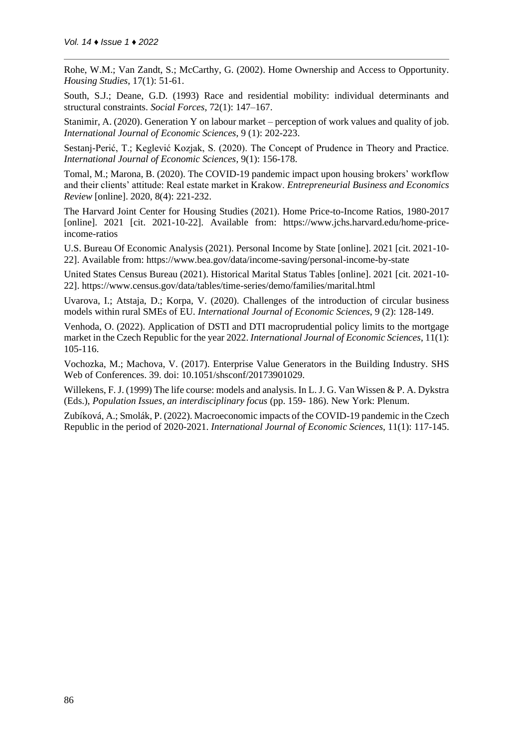Rohe, W.M.; Van Zandt, S.; McCarthy, G. (2002). Home Ownership and Access to Opportunity. *Housing Studies*, 17(1): 51-61.

South, S.J.; Deane, G.D. (1993) Race and residential mobility: individual determinants and structural constraints. *Social Forces*, 72(1): 147–167.

Stanimir, A. (2020). Generation Y on labour market – perception of work values and quality of job. *International Journal of Economic Sciences*, 9 (1): 202-223.

Sestanj-Perić, T.; Keglević Kozjak, S. (2020). The Concept of Prudence in Theory and Practice. *International Journal of Economic Sciences*, 9(1): 156-178.

Tomal, M.; Marona, B. (2020). The COVID-19 pandemic impact upon housing brokers' workflow and their clients' attitude: Real estate market in Krakow. *Entrepreneurial Business and Economics Review* [online]. 2020, 8(4): 221-232.

The Harvard Joint Center for Housing Studies (2021). Home Price-to-Income Ratios, 1980-2017 [online]. 2021 [cit. 2021-10-22]. Available from: https://www.jchs.harvard.edu/home-price-income-ratios

U.S. Bureau Of Economic Analysis (2021). Personal Income by State [online]. 2021 [cit. 2021-10-22]. Available from: https://www.bea.gov/data/income-saving/personal-income-by-state

United States Census Bureau (2021). Historical Marital Status Tables [online]. 2021 [cit. 2021-10-22]. https://www.census.gov/data/tables/time-series/demo/families/marital.html

Uvarova, I.; Atstaja, D.; Korpa, V. (2020). Challenges of the introduction of circular business models within rural SMEs of EU. *International Journal of Economic Sciences*, 9 (2): 128-149.

Venhoda, O. (2022). Application of DSTI and DTI macroprudential policy limits to the mortgage market in the Czech Republic for the year 2022. *International Journal of Economic Sciences*, 11(1): 105-116.

Vochozka, M.; Machova, V. (2017). Enterprise Value Generators in the Building Industry. SHS Web of Conferences. 39. doi: 10.1051/shsconf/20173901029.

Willekens, F. J. (1999) The life course: models and analysis. In L. J. G. Van Wissen & P. A. Dykstra (Eds.), *Population Issues, an interdisciplinary focus* (pp. 159- 186). New York: Plenum.

Zubíková, A.; Smolák, P. (2022). Macroeconomic impacts of the COVID-19 pandemic in the Czech Republic in the period of 2020-2021. *International Journal of Economic Sciences*, 11(1): 117-145.